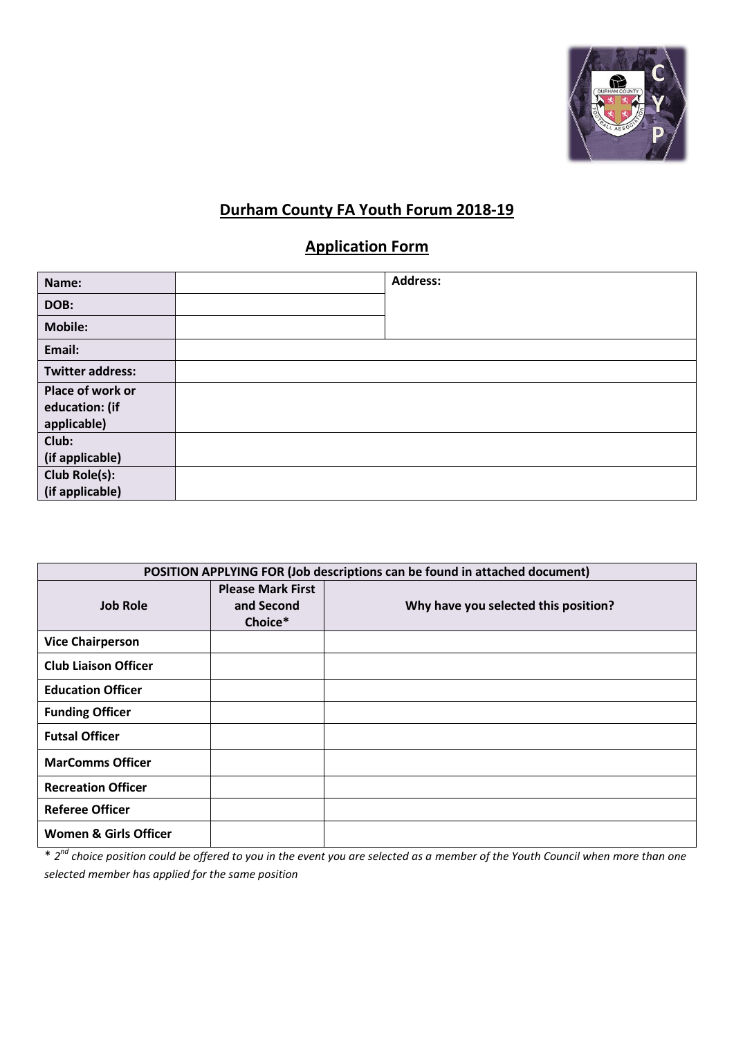# Durham County FA Youth Forum 2018-19

## Application Form

| **Name:** | | **Address:** |
|---|---|---|
| **DOB:** | | |
| **Mobile:** | | |
| **Email:** | | |
| **Twitter address:** | | |
| **Place of work or education: (if applicable)** | | |
| **Club: (if applicable)** | | |
| **Club Role(s): (if applicable)** | | |

| **POSITION APPLYING FOR (Job descriptions can be found in attached document)** | | |
|---|---|---|
| **Job Role** | **Please Mark First and Second Choice*** | **Why have you selected this position?** |
| **Vice Chairperson** | | |
| **Club Liaison Officer** | | |
| **Education Officer** | | |
| **Funding Officer** | | |
| **Futsal Officer** | | |
| **MarComms Officer** | | |
| **Recreation Officer** | | |
| **Referee Officer** | | |
| **Women & Girls Officer** | | |

*\* 2nd choice position could be offered to you in the event you are selected as a member of the Youth Council when more than one selected member has applied for the same position*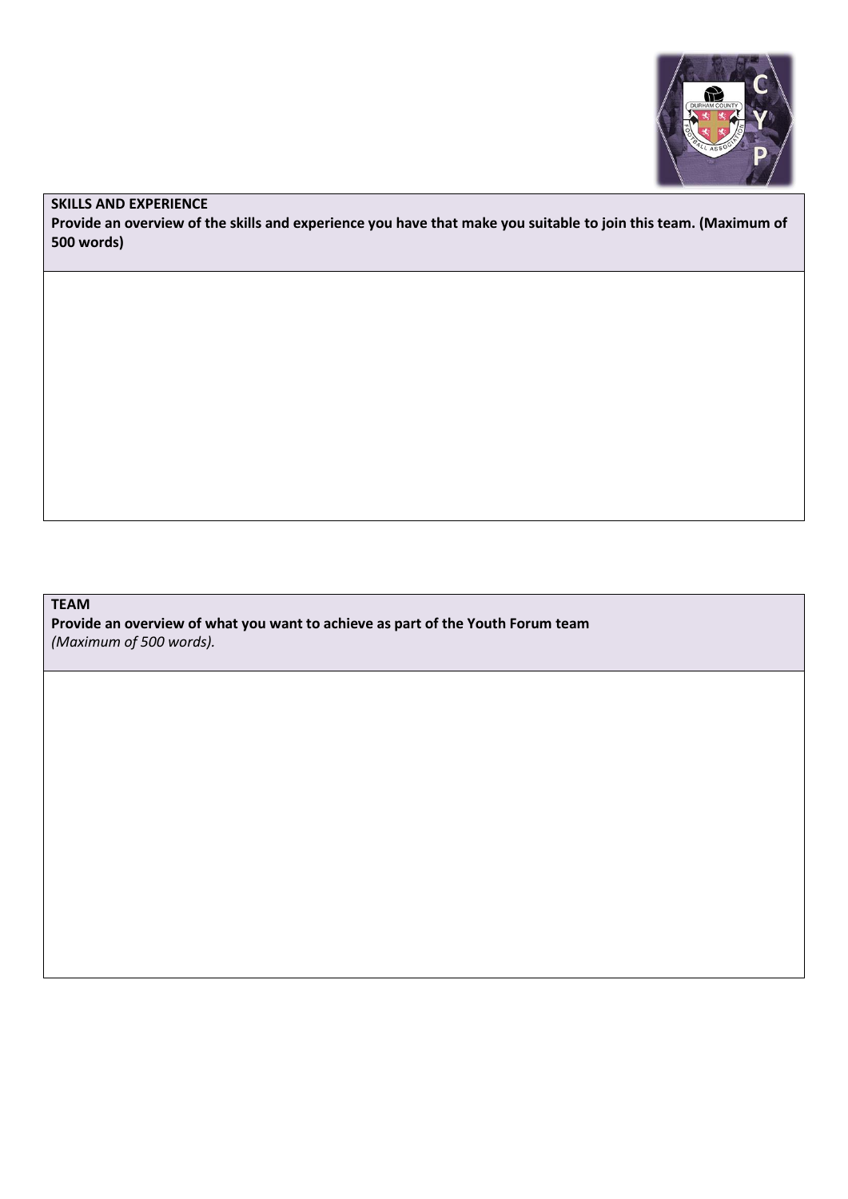**SKILLS AND EXPERIENCE**

**Provide an overview of the skills and experience you have that make you suitable to join this team. (Maximum of 500 words)**

**TEAM**

**Provide an overview of what you want to achieve as part of the Youth Forum team**
*(Maximum of 500 words).*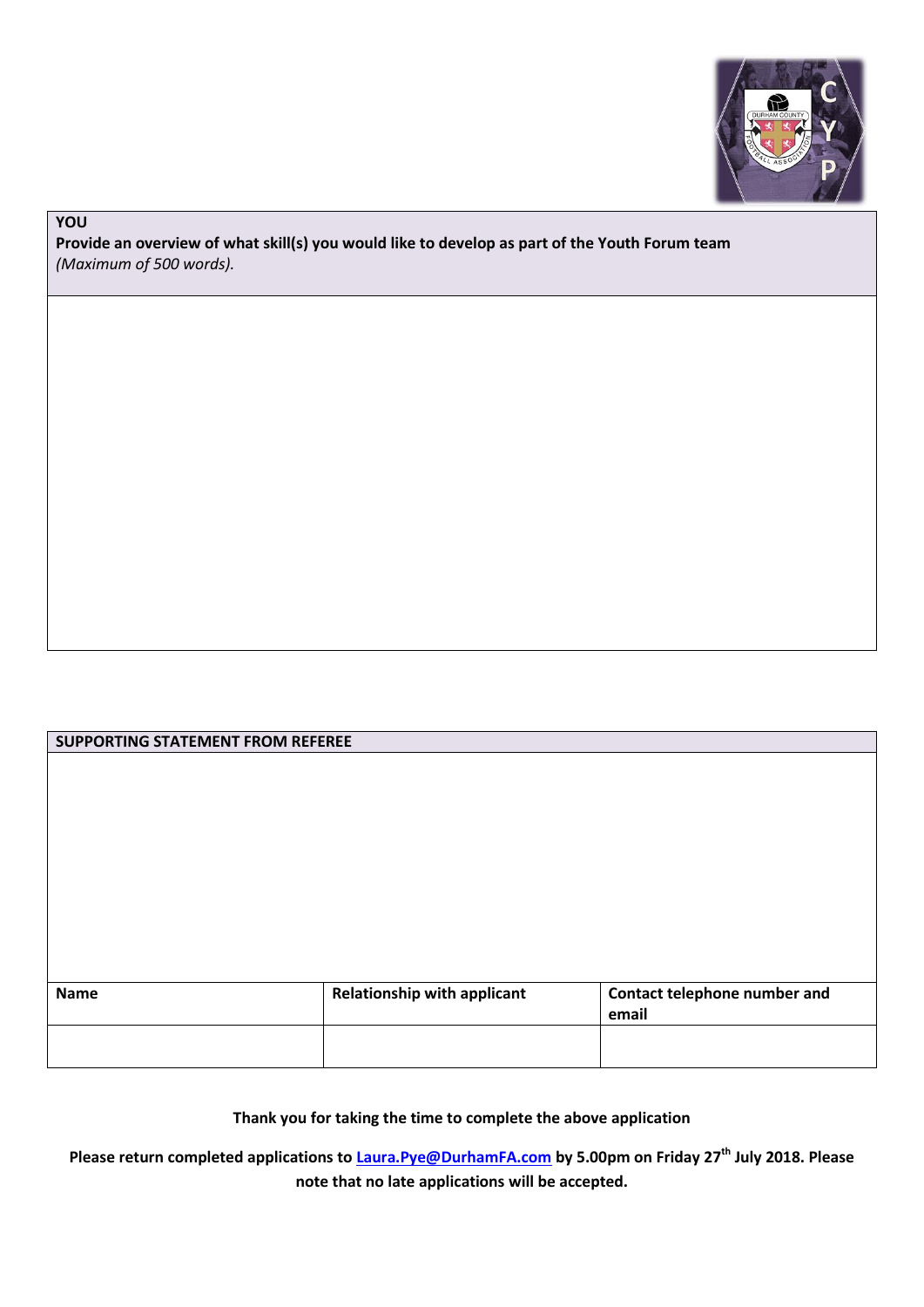| YOU<br>**Provide an overview of what skill(s) you would like to develop as part of the Youth Forum team**<br>*(Maximum of 500 words).* |
| --- |
| |

| SUPPORTING STATEMENT FROM REFEREE | | |
| --- | --- | --- |
| | | |
| **Name** | **Relationship with applicant** | **Contact telephone number and email** |
| | | |

**Thank you for taking the time to complete the above application**

**Please return completed applications to [Laura.Pye@DurhamFA.com](mailto:Laura.Pye@DurhamFA.com) by 5.00pm on Friday 27th July 2018. Please note that no late applications will be accepted.**